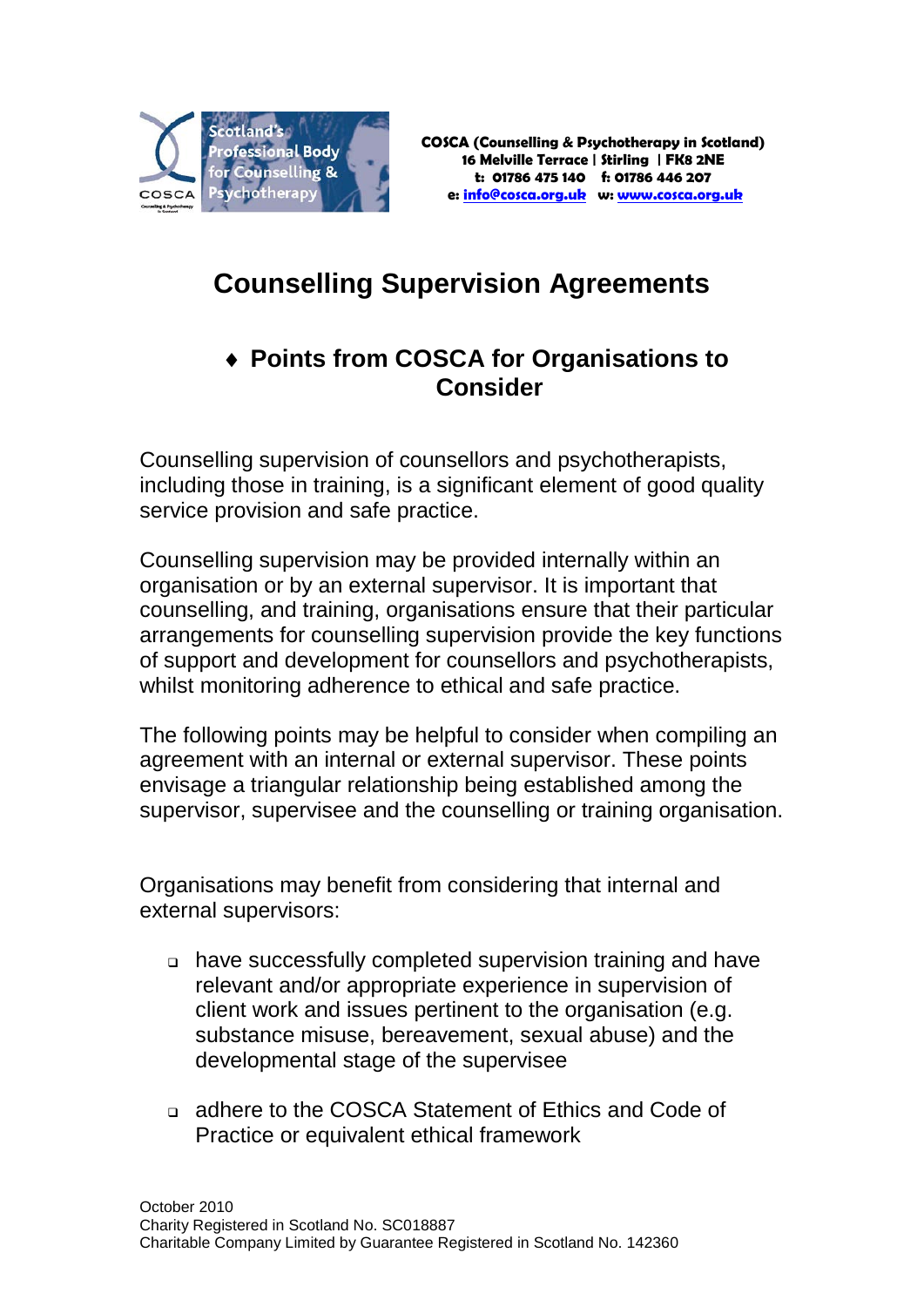COSCA (Counselling & Psychotherapy in Scotland)
16 Melville Terrace | Stirling | FK8 2NE
t: 01786 475 140 f: 01786 446 207
e: info@cosca.org.uk w: www.cosca.org.uk

# Counselling Supervision Agreements

## ♦ Points from COSCA for Organisations to Consider

Counselling supervision of counsellors and psychotherapists, including those in training, is a significant element of good quality service provision and safe practice.

Counselling supervision may be provided internally within an organisation or by an external supervisor. It is important that counselling, and training, organisations ensure that their particular arrangements for counselling supervision provide the key functions of support and development for counsellors and psychotherapists, whilst monitoring adherence to ethical and safe practice.

The following points may be helpful to consider when compiling an agreement with an internal or external supervisor. These points envisage a triangular relationship being established among the supervisor, supervisee and the counselling or training organisation.

Organisations may benefit from considering that internal and external supervisors:

- have successfully completed supervision training and have relevant and/or appropriate experience in supervision of client work and issues pertinent to the organisation (e.g. substance misuse, bereavement, sexual abuse) and the developmental stage of the supervisee
- adhere to the COSCA Statement of Ethics and Code of Practice or equivalent ethical framework

October 2010
Charity Registered in Scotland No. SC018887
Charitable Company Limited by Guarantee Registered in Scotland No. 142360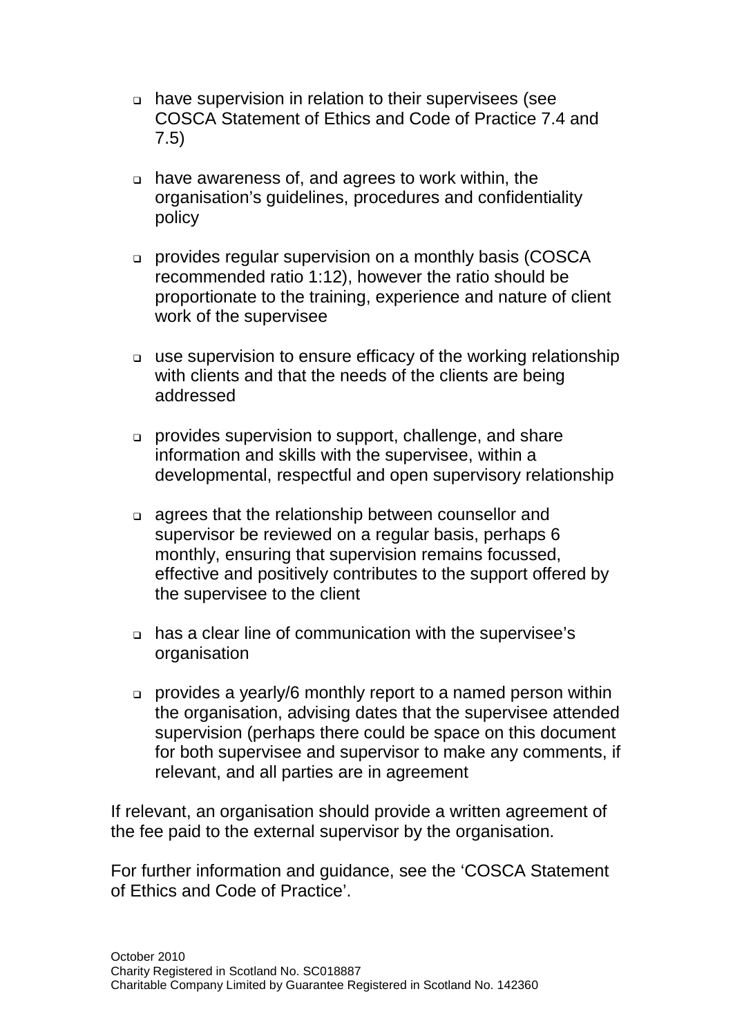- have supervision in relation to their supervisees (see COSCA Statement of Ethics and Code of Practice 7.4 and 7.5)

- have awareness of, and agrees to work within, the organisation's guidelines, procedures and confidentiality policy

- provides regular supervision on a monthly basis (COSCA recommended ratio 1:12), however the ratio should be proportionate to the training, experience and nature of client work of the supervisee

- use supervision to ensure efficacy of the working relationship with clients and that the needs of the clients are being addressed

- provides supervision to support, challenge, and share information and skills with the supervisee, within a developmental, respectful and open supervisory relationship

- agrees that the relationship between counsellor and supervisor be reviewed on a regular basis, perhaps 6 monthly, ensuring that supervision remains focussed, effective and positively contributes to the support offered by the supervisee to the client

- has a clear line of communication with the supervisee's organisation

- provides a yearly/6 monthly report to a named person within the organisation, advising dates that the supervisee attended supervision (perhaps there could be space on this document for both supervisee and supervisor to make any comments, if relevant, and all parties are in agreement

If relevant, an organisation should provide a written agreement of the fee paid to the external supervisor by the organisation.

For further information and guidance, see the 'COSCA Statement of Ethics and Code of Practice'.